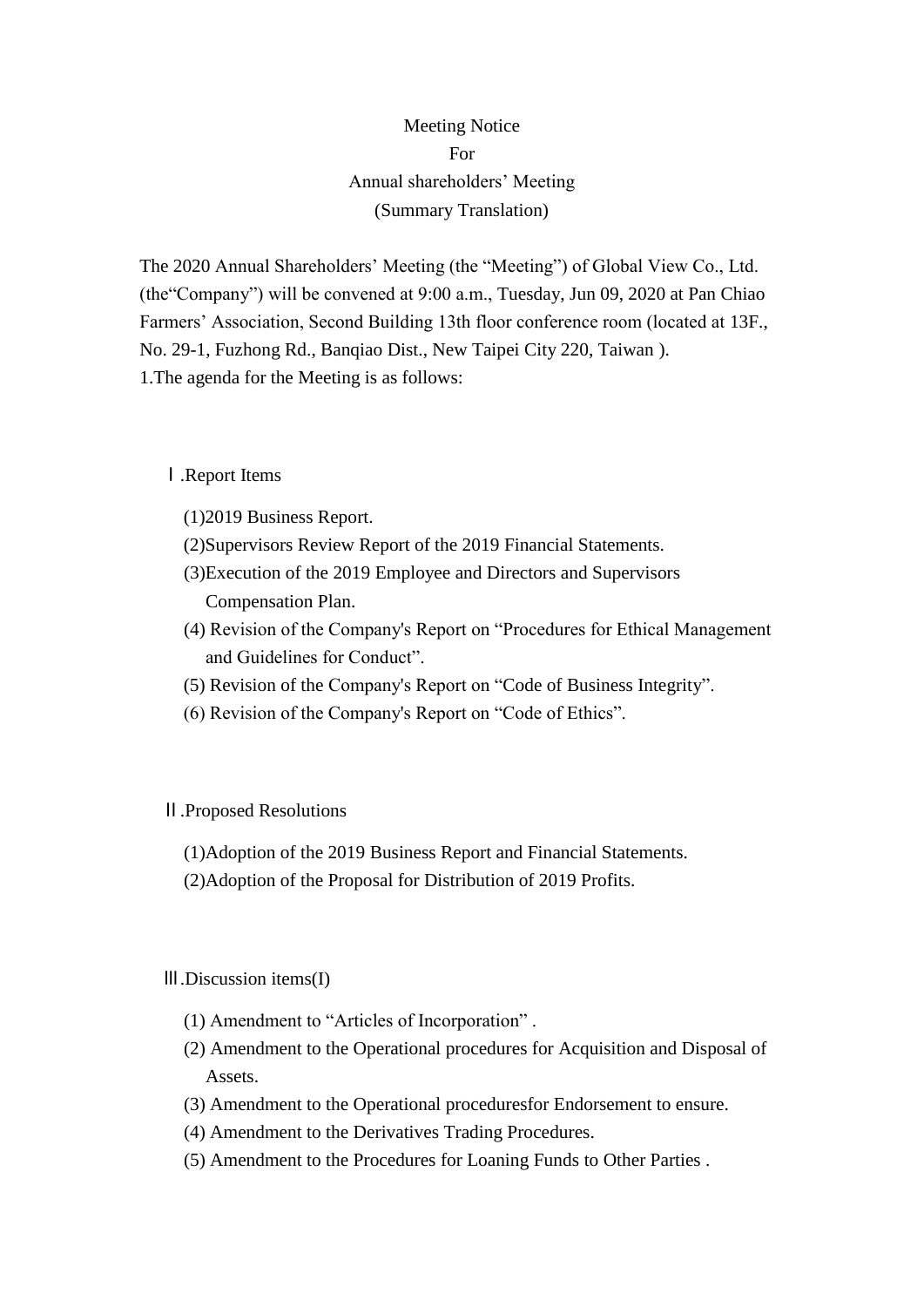# Meeting Notice
# For
# Annual shareholders' Meeting
# (Summary Translation)

The 2020 Annual Shareholders' Meeting (the "Meeting") of Global View Co., Ltd. (the"Company") will be convened at 9:00 a.m., Tuesday, Jun 09, 2020 at Pan Chiao Farmers' Association, Second Building 13th floor conference room (located at 13F., No. 29-1, Fuzhong Rd., Banqiao Dist., New Taipei City 220, Taiwan ).

1.The agenda for the Meeting is as follows:

Ⅰ.Report Items

(1)2019 Business Report.
(2)Supervisors Review Report of the 2019 Financial Statements.
(3)Execution of the 2019 Employee and Directors and Supervisors Compensation Plan.
(4) Revision of the Company's Report on "Procedures for Ethical Management and Guidelines for Conduct".
(5) Revision of the Company's Report on "Code of Business Integrity".
(6) Revision of the Company's Report on "Code of Ethics".

Ⅱ.Proposed Resolutions

(1)Adoption of the 2019 Business Report and Financial Statements.
(2)Adoption of the Proposal for Distribution of 2019 Profits.

Ⅲ.Discussion items(I)

(1) Amendment to "Articles of Incorporation" .
(2) Amendment to the Operational procedures for Acquisition and Disposal of Assets.
(3) Amendment to the Operational proceduresfor Endorsement to ensure.
(4) Amendment to the Derivatives Trading Procedures.
(5) Amendment to the Procedures for Loaning Funds to Other Parties .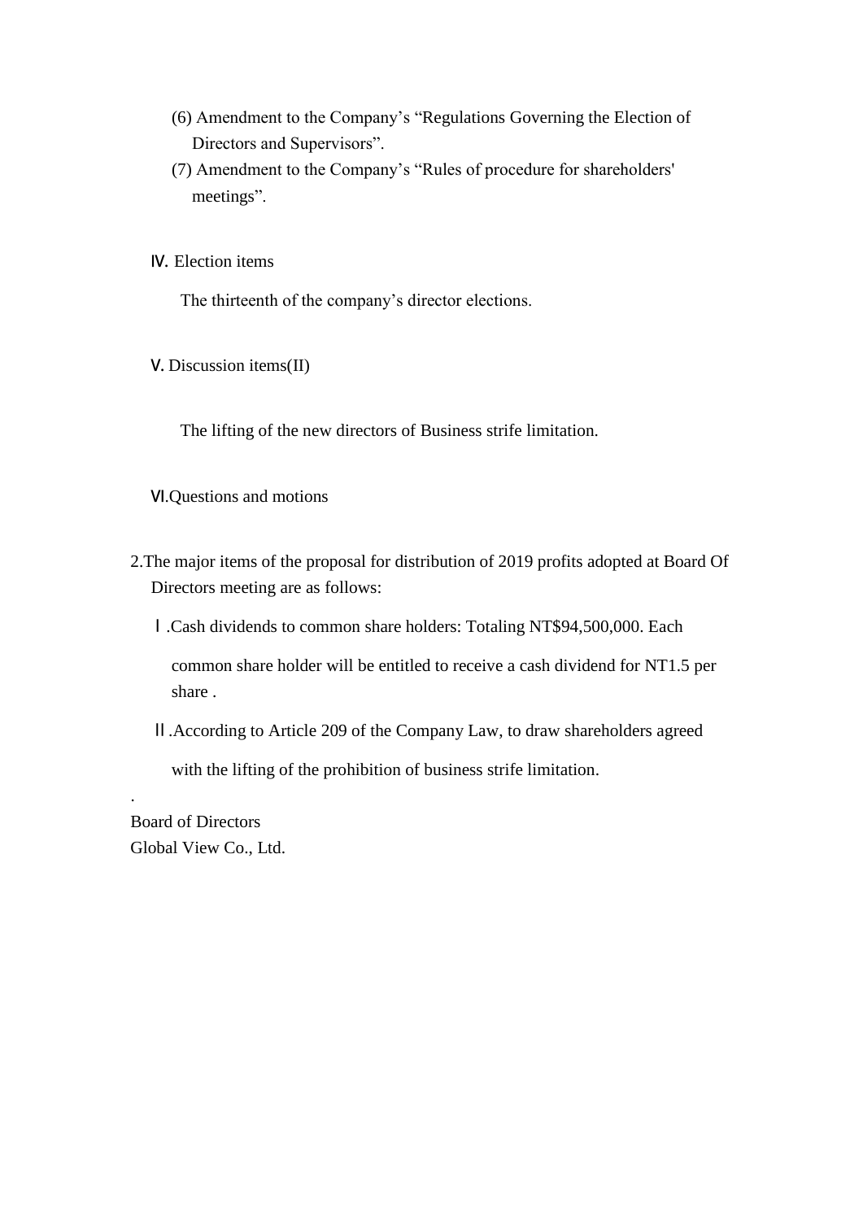(6) Amendment to the Company's "Regulations Governing the Election of Directors and Supervisors".

(7) Amendment to the Company's "Rules of procedure for shareholders' meetings".

Ⅳ. Election items

The thirteenth of the company's director elections.

Ⅴ. Discussion items(II)

The lifting of the new directors of Business strife limitation.

Ⅵ.Questions and motions

2.The major items of the proposal for distribution of 2019 profits adopted at Board Of Directors meeting are as follows:

Ⅰ.Cash dividends to common share holders: Totaling NT$94,500,000. Each common share holder will be entitled to receive a cash dividend for NT1.5 per share .

Ⅱ.According to Article 209 of the Company Law, to draw shareholders agreed with the lifting of the prohibition of business strife limitation.

.

Board of Directors
Global View Co., Ltd.